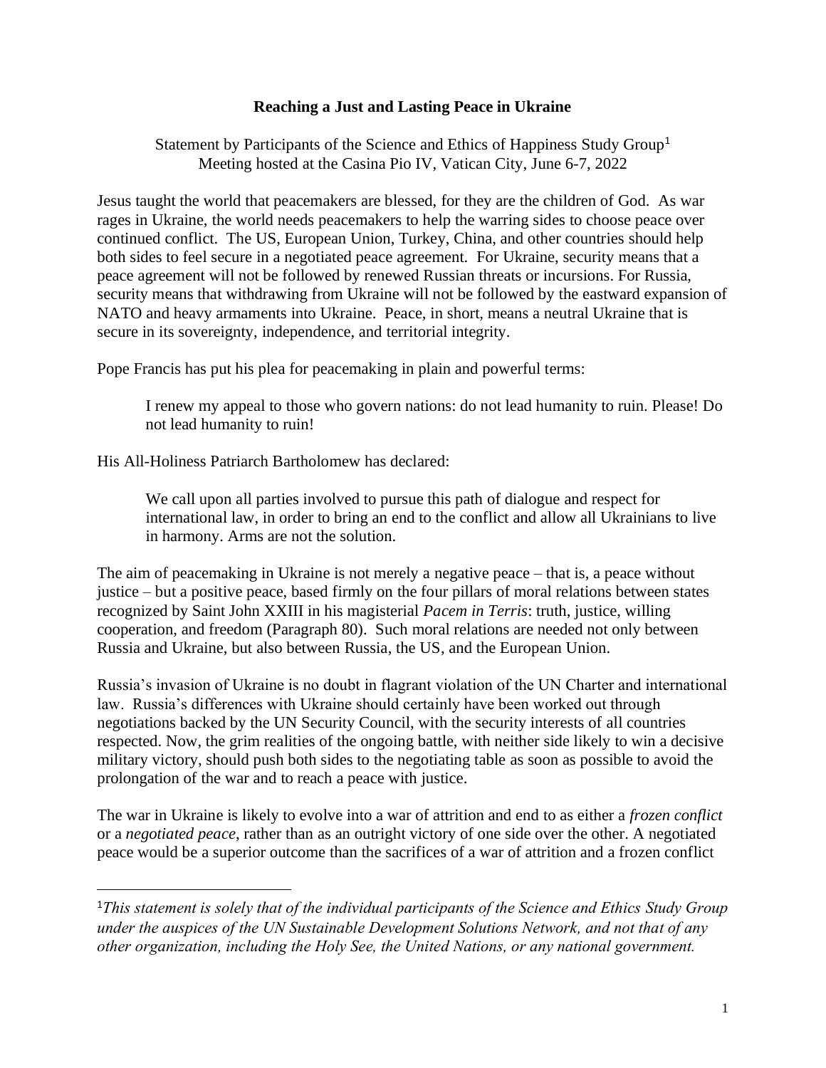# Reaching a Just and Lasting Peace in Ukraine

Statement by Participants of the Science and Ethics of Happiness Study Group[1]
Meeting hosted at the Casina Pio IV, Vatican City, June 6-7, 2022

Jesus taught the world that peacemakers are blessed, for they are the children of God. As war rages in Ukraine, the world needs peacemakers to help the warring sides to choose peace over continued conflict. The US, European Union, Turkey, China, and other countries should help both sides to feel secure in a negotiated peace agreement. For Ukraine, security means that a peace agreement will not be followed by renewed Russian threats or incursions. For Russia, security means that withdrawing from Ukraine will not be followed by the eastward expansion of NATO and heavy armaments into Ukraine. Peace, in short, means a neutral Ukraine that is secure in its sovereignty, independence, and territorial integrity.

Pope Francis has put his plea for peacemaking in plain and powerful terms:

> I renew my appeal to those who govern nations: do not lead humanity to ruin. Please! Do not lead humanity to ruin!

His All-Holiness Patriarch Bartholomew has declared:

> We call upon all parties involved to pursue this path of dialogue and respect for international law, in order to bring an end to the conflict and allow all Ukrainians to live in harmony. Arms are not the solution.

The aim of peacemaking in Ukraine is not merely a negative peace – that is, a peace without justice – but a positive peace, based firmly on the four pillars of moral relations between states recognized by Saint John XXIII in his magisterial *Pacem in Terris*: truth, justice, willing cooperation, and freedom (Paragraph 80). Such moral relations are needed not only between Russia and Ukraine, but also between Russia, the US, and the European Union.

Russia's invasion of Ukraine is no doubt in flagrant violation of the UN Charter and international law. Russia's differences with Ukraine should certainly have been worked out through negotiations backed by the UN Security Council, with the security interests of all countries respected. Now, the grim realities of the ongoing battle, with neither side likely to win a decisive military victory, should push both sides to the negotiating table as soon as possible to avoid the prolongation of the war and to reach a peace with justice.

The war in Ukraine is likely to evolve into a war of attrition and end to as either a *frozen conflict* or a *negotiated peace*, rather than as an outright victory of one side over the other. A negotiated peace would be a superior outcome than the sacrifices of a war of attrition and a frozen conflict

---

[1] *This statement is solely that of the individual participants of the Science and Ethics Study Group under the auspices of the UN Sustainable Development Solutions Network, and not that of any other organization, including the Holy See, the United Nations, or any national government.*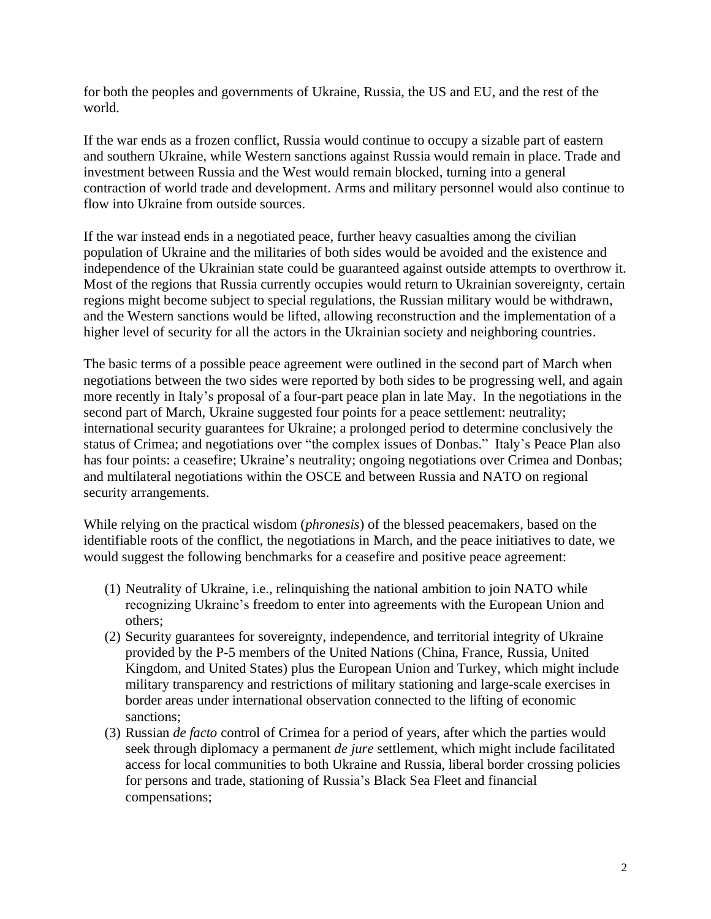for both the peoples and governments of Ukraine, Russia, the US and EU, and the rest of the world.

If the war ends as a frozen conflict, Russia would continue to occupy a sizable part of eastern and southern Ukraine, while Western sanctions against Russia would remain in place. Trade and investment between Russia and the West would remain blocked, turning into a general contraction of world trade and development. Arms and military personnel would also continue to flow into Ukraine from outside sources.

If the war instead ends in a negotiated peace, further heavy casualties among the civilian population of Ukraine and the militaries of both sides would be avoided and the existence and independence of the Ukrainian state could be guaranteed against outside attempts to overthrow it. Most of the regions that Russia currently occupies would return to Ukrainian sovereignty, certain regions might become subject to special regulations, the Russian military would be withdrawn, and the Western sanctions would be lifted, allowing reconstruction and the implementation of a higher level of security for all the actors in the Ukrainian society and neighboring countries.

The basic terms of a possible peace agreement were outlined in the second part of March when negotiations between the two sides were reported by both sides to be progressing well, and again more recently in Italy's proposal of a four-part peace plan in late May. In the negotiations in the second part of March, Ukraine suggested four points for a peace settlement: neutrality; international security guarantees for Ukraine; a prolonged period to determine conclusively the status of Crimea; and negotiations over "the complex issues of Donbas." Italy's Peace Plan also has four points: a ceasefire; Ukraine's neutrality; ongoing negotiations over Crimea and Donbas; and multilateral negotiations within the OSCE and between Russia and NATO on regional security arrangements.

While relying on the practical wisdom (*phronesis*) of the blessed peacemakers, based on the identifiable roots of the conflict, the negotiations in March, and the peace initiatives to date, we would suggest the following benchmarks for a ceasefire and positive peace agreement:

1. Neutrality of Ukraine, i.e., relinquishing the national ambition to join NATO while recognizing Ukraine's freedom to enter into agreements with the European Union and others;
2. Security guarantees for sovereignty, independence, and territorial integrity of Ukraine provided by the P-5 members of the United Nations (China, France, Russia, United Kingdom, and United States) plus the European Union and Turkey, which might include military transparency and restrictions of military stationing and large-scale exercises in border areas under international observation connected to the lifting of economic sanctions;
3. Russian *de facto* control of Crimea for a period of years, after which the parties would seek through diplomacy a permanent *de jure* settlement, which might include facilitated access for local communities to both Ukraine and Russia, liberal border crossing policies for persons and trade, stationing of Russia's Black Sea Fleet and financial compensations;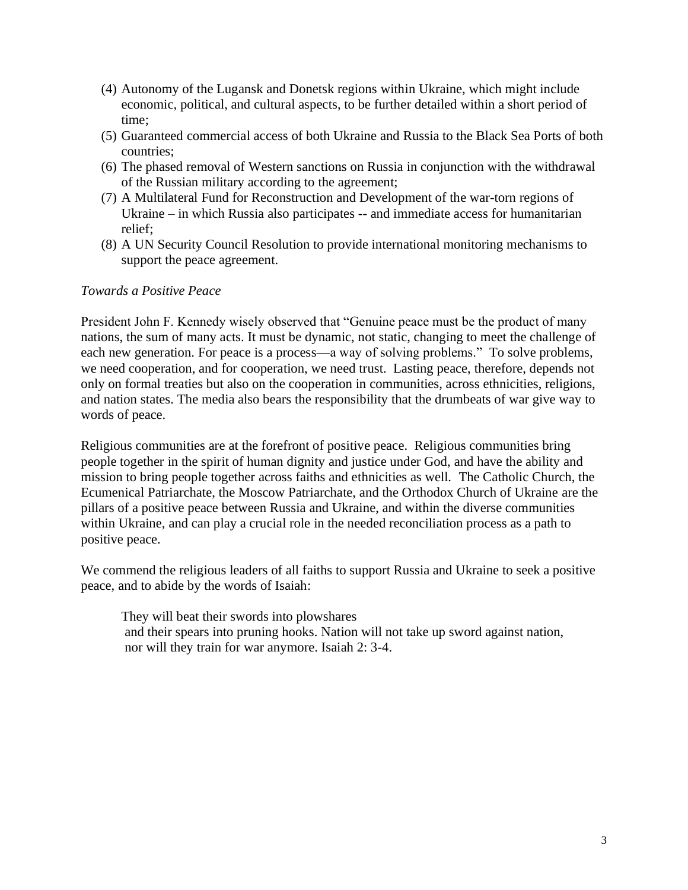(4) Autonomy of the Lugansk and Donetsk regions within Ukraine, which might include economic, political, and cultural aspects, to be further detailed within a short period of time;
(5) Guaranteed commercial access of both Ukraine and Russia to the Black Sea Ports of both countries;
(6) The phased removal of Western sanctions on Russia in conjunction with the withdrawal of the Russian military according to the agreement;
(7) A Multilateral Fund for Reconstruction and Development of the war-torn regions of Ukraine – in which Russia also participates -- and immediate access for humanitarian relief;
(8) A UN Security Council Resolution to provide international monitoring mechanisms to support the peace agreement.

*Towards a Positive Peace*

President John F. Kennedy wisely observed that "Genuine peace must be the product of many nations, the sum of many acts. It must be dynamic, not static, changing to meet the challenge of each new generation. For peace is a process—a way of solving problems." To solve problems, we need cooperation, and for cooperation, we need trust. Lasting peace, therefore, depends not only on formal treaties but also on the cooperation in communities, across ethnicities, religions, and nation states. The media also bears the responsibility that the drumbeats of war give way to words of peace.

Religious communities are at the forefront of positive peace. Religious communities bring people together in the spirit of human dignity and justice under God, and have the ability and mission to bring people together across faiths and ethnicities as well. The Catholic Church, the Ecumenical Patriarchate, the Moscow Patriarchate, and the Orthodox Church of Ukraine are the pillars of a positive peace between Russia and Ukraine, and within the diverse communities within Ukraine, and can play a crucial role in the needed reconciliation process as a path to positive peace.

We commend the religious leaders of all faiths to support Russia and Ukraine to seek a positive peace, and to abide by the words of Isaiah:

> They will beat their swords into plowshares
> and their spears into pruning hooks. Nation will not take up sword against nation,
> nor will they train for war anymore. Isaiah 2: 3-4.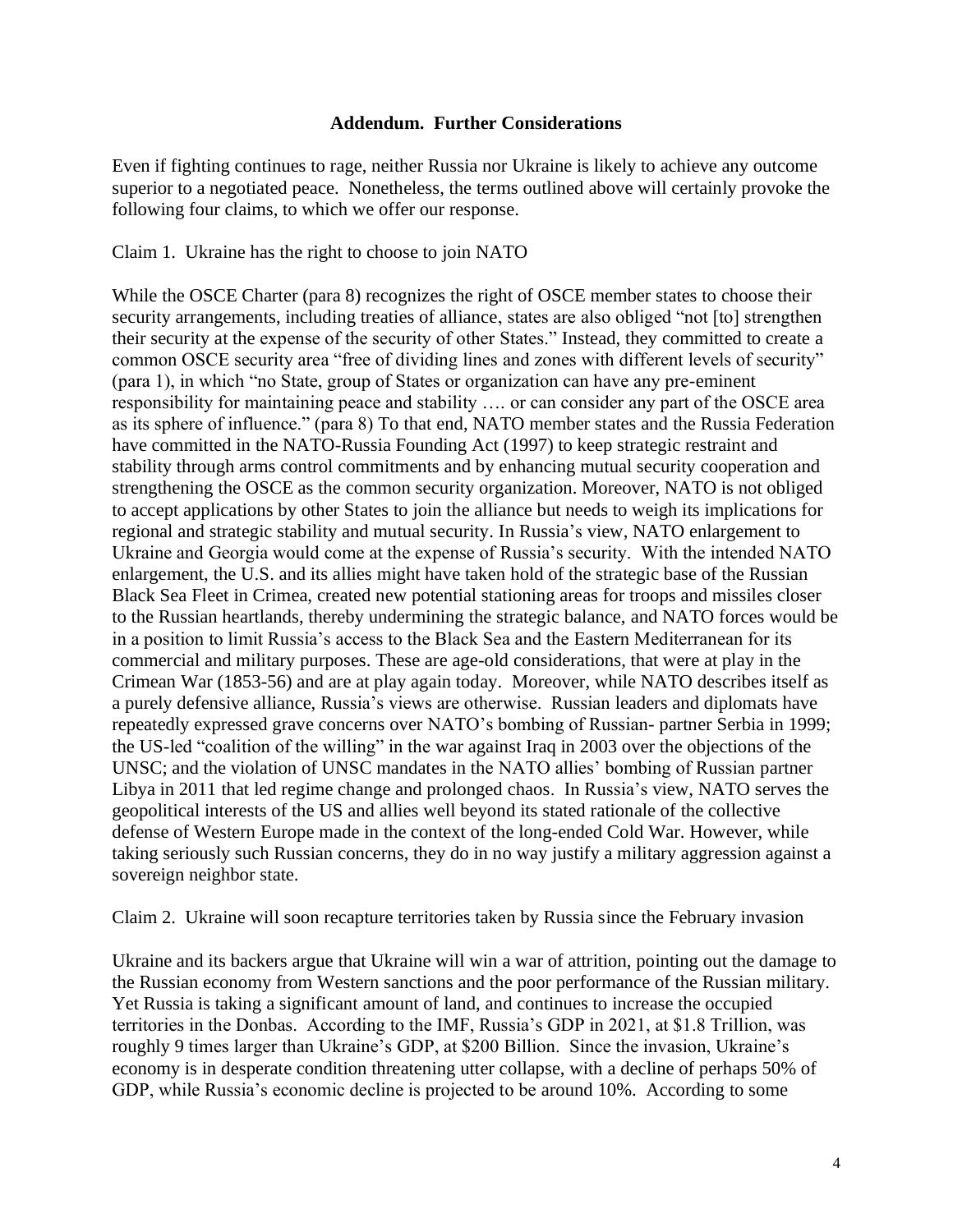## Addendum. Further Considerations

Even if fighting continues to rage, neither Russia nor Ukraine is likely to achieve any outcome superior to a negotiated peace. Nonetheless, the terms outlined above will certainly provoke the following four claims, to which we offer our response.

Claim 1. Ukraine has the right to choose to join NATO

While the OSCE Charter (para 8) recognizes the right of OSCE member states to choose their security arrangements, including treaties of alliance, states are also obliged "not [to] strengthen their security at the expense of the security of other States." Instead, they committed to create a common OSCE security area "free of dividing lines and zones with different levels of security" (para 1), in which "no State, group of States or organization can have any pre-eminent responsibility for maintaining peace and stability …. or can consider any part of the OSCE area as its sphere of influence." (para 8) To that end, NATO member states and the Russia Federation have committed in the NATO-Russia Founding Act (1997) to keep strategic restraint and stability through arms control commitments and by enhancing mutual security cooperation and strengthening the OSCE as the common security organization. Moreover, NATO is not obliged to accept applications by other States to join the alliance but needs to weigh its implications for regional and strategic stability and mutual security. In Russia's view, NATO enlargement to Ukraine and Georgia would come at the expense of Russia's security. With the intended NATO enlargement, the U.S. and its allies might have taken hold of the strategic base of the Russian Black Sea Fleet in Crimea, created new potential stationing areas for troops and missiles closer to the Russian heartlands, thereby undermining the strategic balance, and NATO forces would be in a position to limit Russia's access to the Black Sea and the Eastern Mediterranean for its commercial and military purposes. These are age-old considerations, that were at play in the Crimean War (1853-56) and are at play again today. Moreover, while NATO describes itself as a purely defensive alliance, Russia's views are otherwise. Russian leaders and diplomats have repeatedly expressed grave concerns over NATO's bombing of Russian- partner Serbia in 1999; the US-led "coalition of the willing" in the war against Iraq in 2003 over the objections of the UNSC; and the violation of UNSC mandates in the NATO allies' bombing of Russian partner Libya in 2011 that led regime change and prolonged chaos. In Russia's view, NATO serves the geopolitical interests of the US and allies well beyond its stated rationale of the collective defense of Western Europe made in the context of the long-ended Cold War. However, while taking seriously such Russian concerns, they do in no way justify a military aggression against a sovereign neighbor state.

Claim 2. Ukraine will soon recapture territories taken by Russia since the February invasion

Ukraine and its backers argue that Ukraine will win a war of attrition, pointing out the damage to the Russian economy from Western sanctions and the poor performance of the Russian military. Yet Russia is taking a significant amount of land, and continues to increase the occupied territories in the Donbas. According to the IMF, Russia's GDP in 2021, at $1.8 Trillion, was roughly 9 times larger than Ukraine's GDP, at $200 Billion. Since the invasion, Ukraine's economy is in desperate condition threatening utter collapse, with a decline of perhaps 50% of GDP, while Russia's economic decline is projected to be around 10%. According to some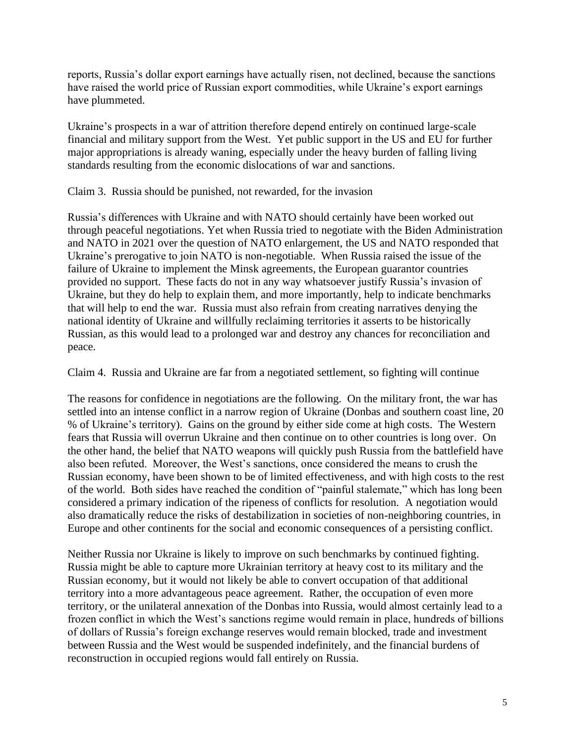reports, Russia's dollar export earnings have actually risen, not declined, because the sanctions have raised the world price of Russian export commodities, while Ukraine's export earnings have plummeted.

Ukraine's prospects in a war of attrition therefore depend entirely on continued large-scale financial and military support from the West. Yet public support in the US and EU for further major appropriations is already waning, especially under the heavy burden of falling living standards resulting from the economic dislocations of war and sanctions.

Claim 3. Russia should be punished, not rewarded, for the invasion

Russia's differences with Ukraine and with NATO should certainly have been worked out through peaceful negotiations. Yet when Russia tried to negotiate with the Biden Administration and NATO in 2021 over the question of NATO enlargement, the US and NATO responded that Ukraine's prerogative to join NATO is non-negotiable. When Russia raised the issue of the failure of Ukraine to implement the Minsk agreements, the European guarantor countries provided no support. These facts do not in any way whatsoever justify Russia's invasion of Ukraine, but they do help to explain them, and more importantly, help to indicate benchmarks that will help to end the war. Russia must also refrain from creating narratives denying the national identity of Ukraine and willfully reclaiming territories it asserts to be historically Russian, as this would lead to a prolonged war and destroy any chances for reconciliation and peace.

Claim 4. Russia and Ukraine are far from a negotiated settlement, so fighting will continue

The reasons for confidence in negotiations are the following. On the military front, the war has settled into an intense conflict in a narrow region of Ukraine (Donbas and southern coast line, 20 % of Ukraine's territory). Gains on the ground by either side come at high costs. The Western fears that Russia will overrun Ukraine and then continue on to other countries is long over. On the other hand, the belief that NATO weapons will quickly push Russia from the battlefield have also been refuted. Moreover, the West's sanctions, once considered the means to crush the Russian economy, have been shown to be of limited effectiveness, and with high costs to the rest of the world. Both sides have reached the condition of "painful stalemate," which has long been considered a primary indication of the ripeness of conflicts for resolution. A negotiation would also dramatically reduce the risks of destabilization in societies of non-neighboring countries, in Europe and other continents for the social and economic consequences of a persisting conflict.

Neither Russia nor Ukraine is likely to improve on such benchmarks by continued fighting. Russia might be able to capture more Ukrainian territory at heavy cost to its military and the Russian economy, but it would not likely be able to convert occupation of that additional territory into a more advantageous peace agreement. Rather, the occupation of even more territory, or the unilateral annexation of the Donbas into Russia, would almost certainly lead to a frozen conflict in which the West's sanctions regime would remain in place, hundreds of billions of dollars of Russia's foreign exchange reserves would remain blocked, trade and investment between Russia and the West would be suspended indefinitely, and the financial burdens of reconstruction in occupied regions would fall entirely on Russia.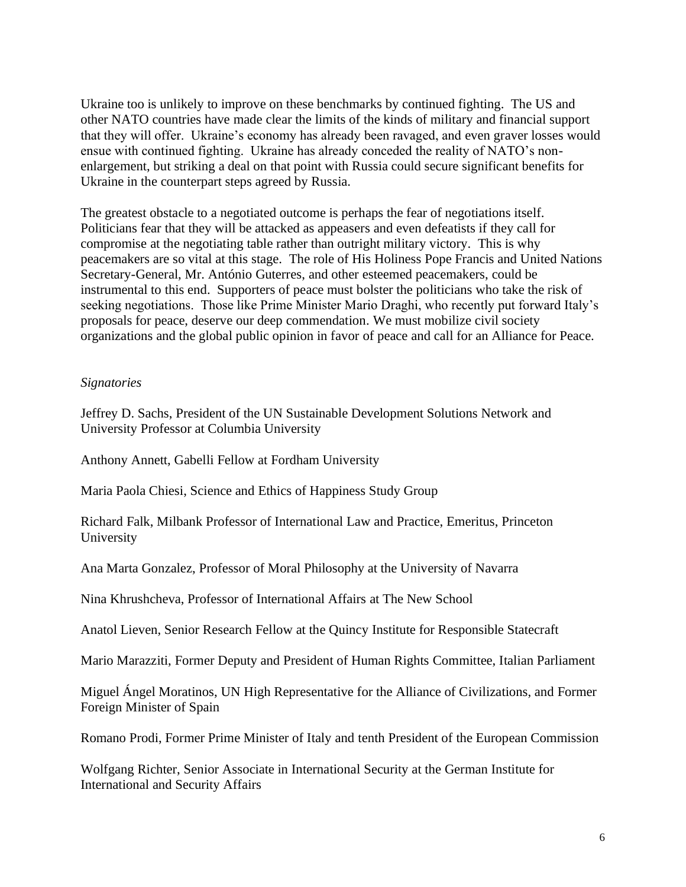Ukraine too is unlikely to improve on these benchmarks by continued fighting. The US and other NATO countries have made clear the limits of the kinds of military and financial support that they will offer. Ukraine's economy has already been ravaged, and even graver losses would ensue with continued fighting. Ukraine has already conceded the reality of NATO's non-enlargement, but striking a deal on that point with Russia could secure significant benefits for Ukraine in the counterpart steps agreed by Russia.

The greatest obstacle to a negotiated outcome is perhaps the fear of negotiations itself. Politicians fear that they will be attacked as appeasers and even defeatists if they call for compromise at the negotiating table rather than outright military victory. This is why peacemakers are so vital at this stage. The role of His Holiness Pope Francis and United Nations Secretary-General, Mr. António Guterres, and other esteemed peacemakers, could be instrumental to this end. Supporters of peace must bolster the politicians who take the risk of seeking negotiations. Those like Prime Minister Mario Draghi, who recently put forward Italy's proposals for peace, deserve our deep commendation. We must mobilize civil society organizations and the global public opinion in favor of peace and call for an Alliance for Peace.

*Signatories*

Jeffrey D. Sachs, President of the UN Sustainable Development Solutions Network and University Professor at Columbia University

Anthony Annett, Gabelli Fellow at Fordham University

Maria Paola Chiesi, Science and Ethics of Happiness Study Group

Richard Falk, Milbank Professor of International Law and Practice, Emeritus, Princeton University

Ana Marta Gonzalez, Professor of Moral Philosophy at the University of Navarra

Nina Khrushcheva, Professor of International Affairs at The New School

Anatol Lieven, Senior Research Fellow at the Quincy Institute for Responsible Statecraft

Mario Marazziti, Former Deputy and President of Human Rights Committee, Italian Parliament

Miguel Ángel Moratinos, UN High Representative for the Alliance of Civilizations, and Former Foreign Minister of Spain

Romano Prodi, Former Prime Minister of Italy and tenth President of the European Commission

Wolfgang Richter, Senior Associate in International Security at the German Institute for International and Security Affairs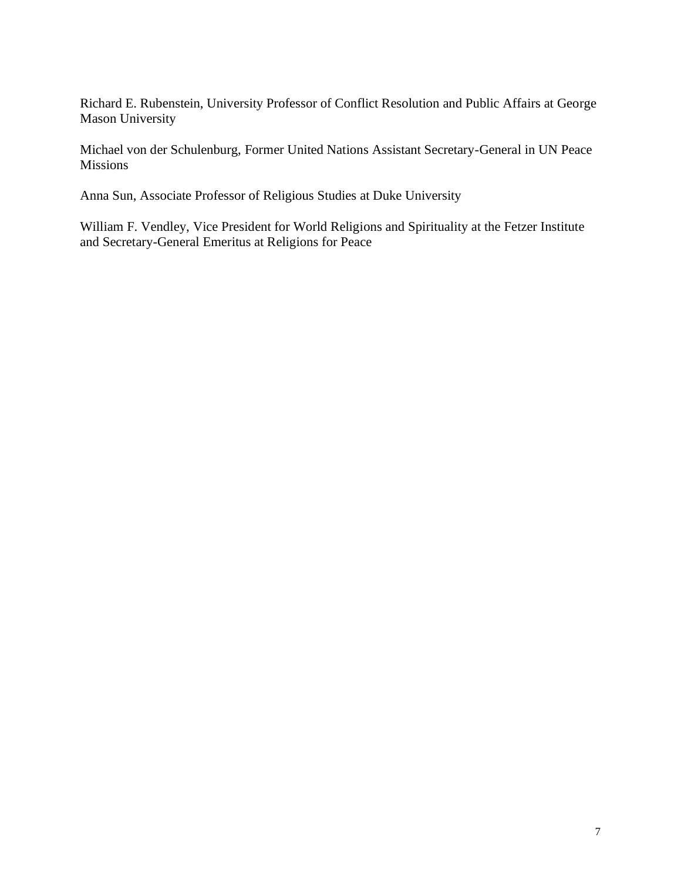Richard E. Rubenstein, University Professor of Conflict Resolution and Public Affairs at George Mason University

Michael von der Schulenburg, Former United Nations Assistant Secretary-General in UN Peace Missions

Anna Sun, Associate Professor of Religious Studies at Duke University

William F. Vendley, Vice President for World Religions and Spirituality at the Fetzer Institute and Secretary-General Emeritus at Religions for Peace